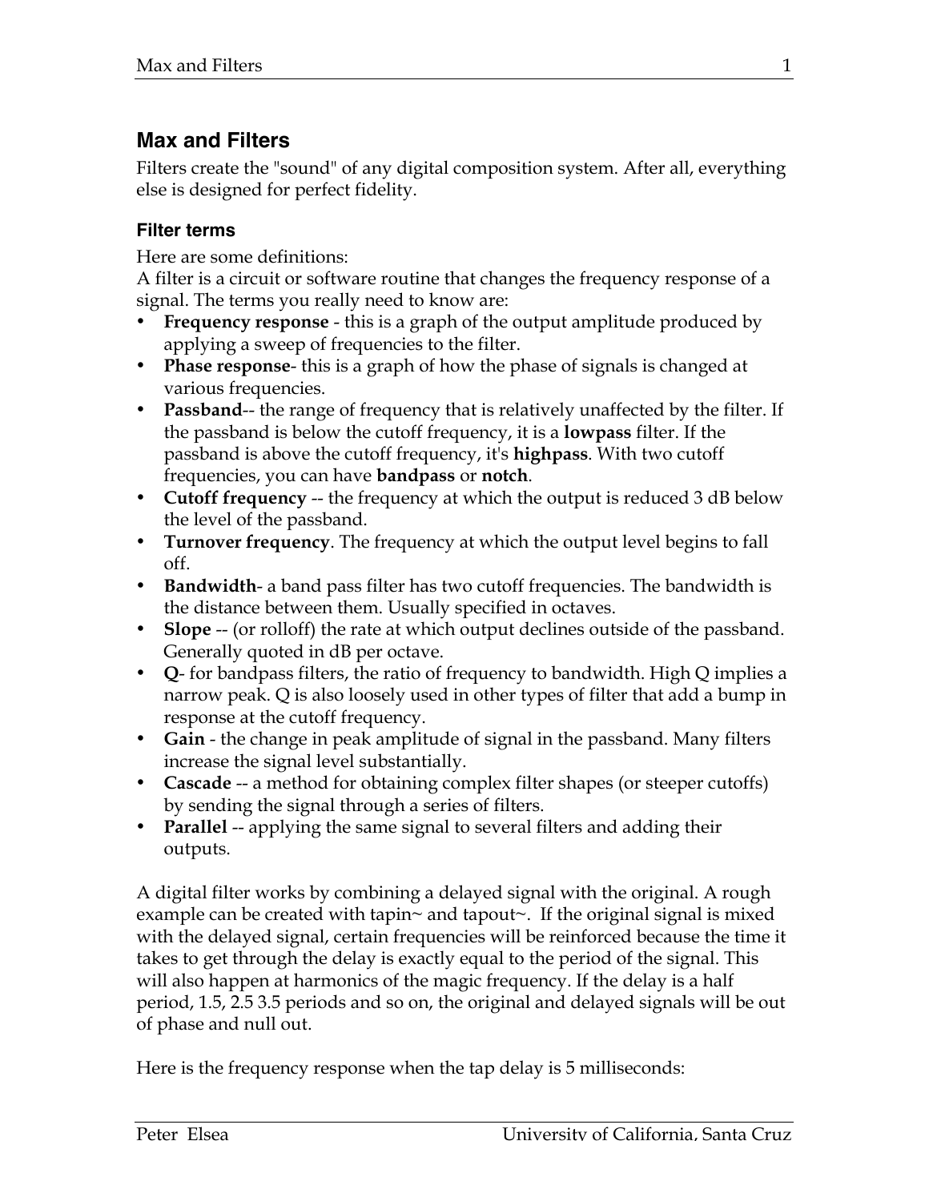# Max and Filters

Filters create the "sound" of any digital composition system. After all, everything else is designed for perfect fidelity.

## Filter terms

Here are some definitions:
A filter is a circuit or software routine that changes the frequency response of a signal. The terms you really need to know are:

- **Frequency response** - this is a graph of the output amplitude produced by applying a sweep of frequencies to the filter.
- **Phase response**- this is a graph of how the phase of signals is changed at various frequencies.
- **Passband**-- the range of frequency that is relatively unaffected by the filter. If the passband is below the cutoff frequency, it is a **lowpass** filter. If the passband is above the cutoff frequency, it's **highpass**. With two cutoff frequencies, you can have **bandpass** or **notch**.
- **Cutoff frequency** -- the frequency at which the output is reduced 3 dB below the level of the passband.
- **Turnover frequency**. The frequency at which the output level begins to fall off.
- **Bandwidth**- a band pass filter has two cutoff frequencies. The bandwidth is the distance between them. Usually specified in octaves.
- **Slope** -- (or rolloff) the rate at which output declines outside of the passband. Generally quoted in dB per octave.
- **Q**- for bandpass filters, the ratio of frequency to bandwidth. High Q implies a narrow peak. Q is also loosely used in other types of filter that add a bump in response at the cutoff frequency.
- **Gain** - the change in peak amplitude of signal in the passband. Many filters increase the signal level substantially.
- **Cascade** -- a method for obtaining complex filter shapes (or steeper cutoffs) by sending the signal through a series of filters.
- **Parallel** -- applying the same signal to several filters and adding their outputs.

A digital filter works by combining a delayed signal with the original. A rough example can be created with tapin~ and tapout~. If the original signal is mixed with the delayed signal, certain frequencies will be reinforced because the time it takes to get through the delay is exactly equal to the period of the signal. This will also happen at harmonics of the magic frequency. If the delay is a half period, 1.5, 2.5 3.5 periods and so on, the original and delayed signals will be out of phase and null out.

Here is the frequency response when the tap delay is 5 milliseconds: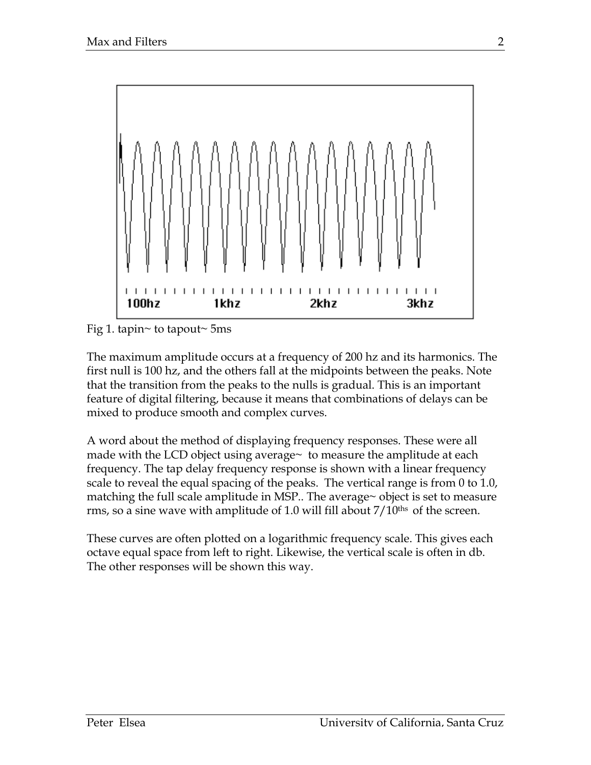Fig 1. tapin~ to tapout~ 5ms

The maximum amplitude occurs at a frequency of 200 hz and its harmonics. The first null is 100 hz, and the others fall at the midpoints between the peaks. Note that the transition from the peaks to the nulls is gradual. This is an important feature of digital filtering, because it means that combinations of delays can be mixed to produce smooth and complex curves.

A word about the method of displaying frequency responses. These were all made with the LCD object using average~ to measure the amplitude at each frequency. The tap delay frequency response is shown with a linear frequency scale to reveal the equal spacing of the peaks. The vertical range is from 0 to 1.0, matching the full scale amplitude in MSP.. The average~ object is set to measure rms, so a sine wave with amplitude of 1.0 will fill about 7/10ths of the screen.

These curves are often plotted on a logarithmic frequency scale. This gives each octave equal space from left to right. Likewise, the vertical scale is often in db. The other responses will be shown this way.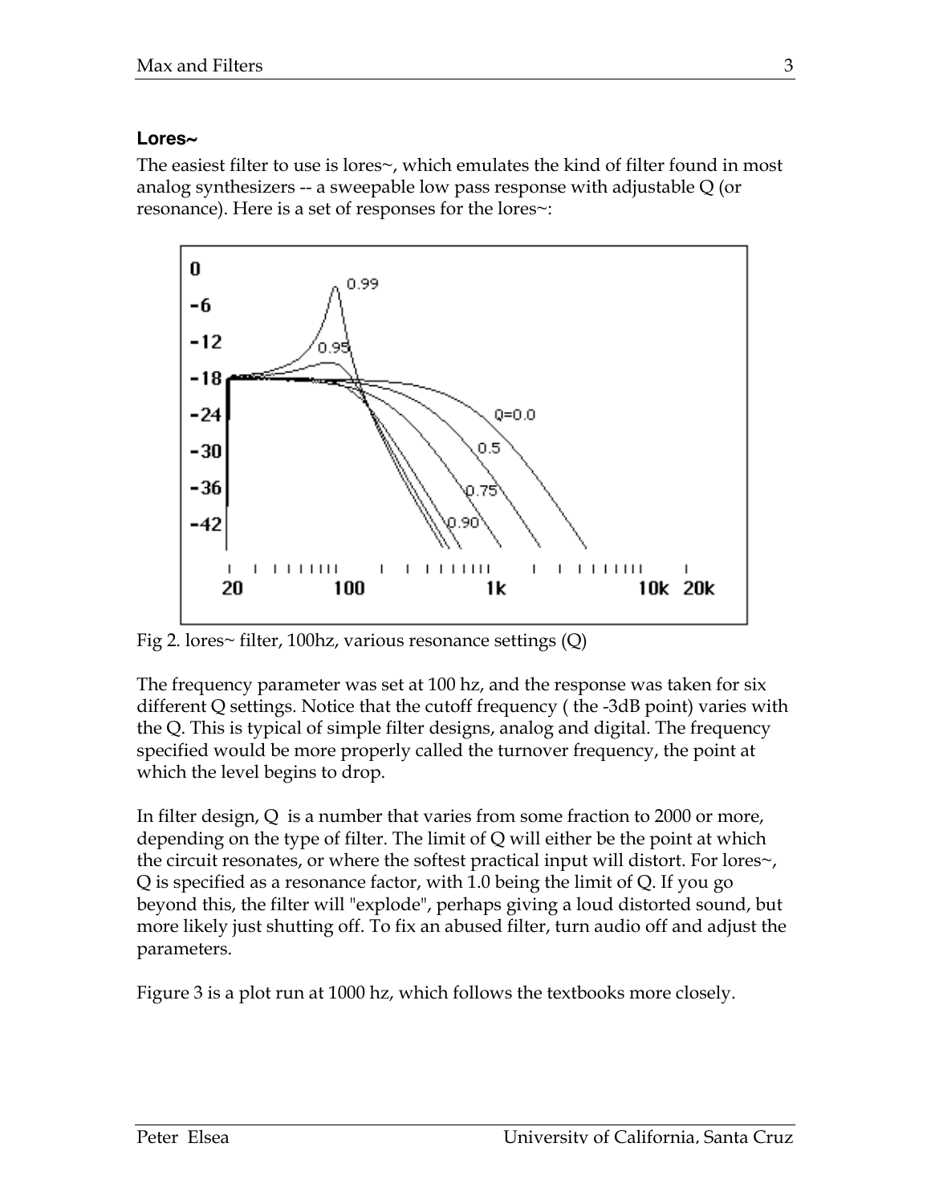### Lores~

The easiest filter to use is lores~, which emulates the kind of filter found in most analog synthesizers -- a sweepable low pass response with adjustable Q (or resonance). Here is a set of responses for the lores~:

Fig 2. lores~ filter, 100hz, various resonance settings (Q)

The frequency parameter was set at 100 hz, and the response was taken for six different Q settings. Notice that the cutoff frequency ( the -3dB point) varies with the Q. This is typical of simple filter designs, analog and digital. The frequency specified would be more properly called the turnover frequency, the point at which the level begins to drop.

In filter design, Q is a number that varies from some fraction to 2000 or more, depending on the type of filter. The limit of Q will either be the point at which the circuit resonates, or where the softest practical input will distort. For lores~, Q is specified as a resonance factor, with 1.0 being the limit of Q. If you go beyond this, the filter will "explode", perhaps giving a loud distorted sound, but more likely just shutting off. To fix an abused filter, turn audio off and adjust the parameters.

Figure 3 is a plot run at 1000 hz, which follows the textbooks more closely.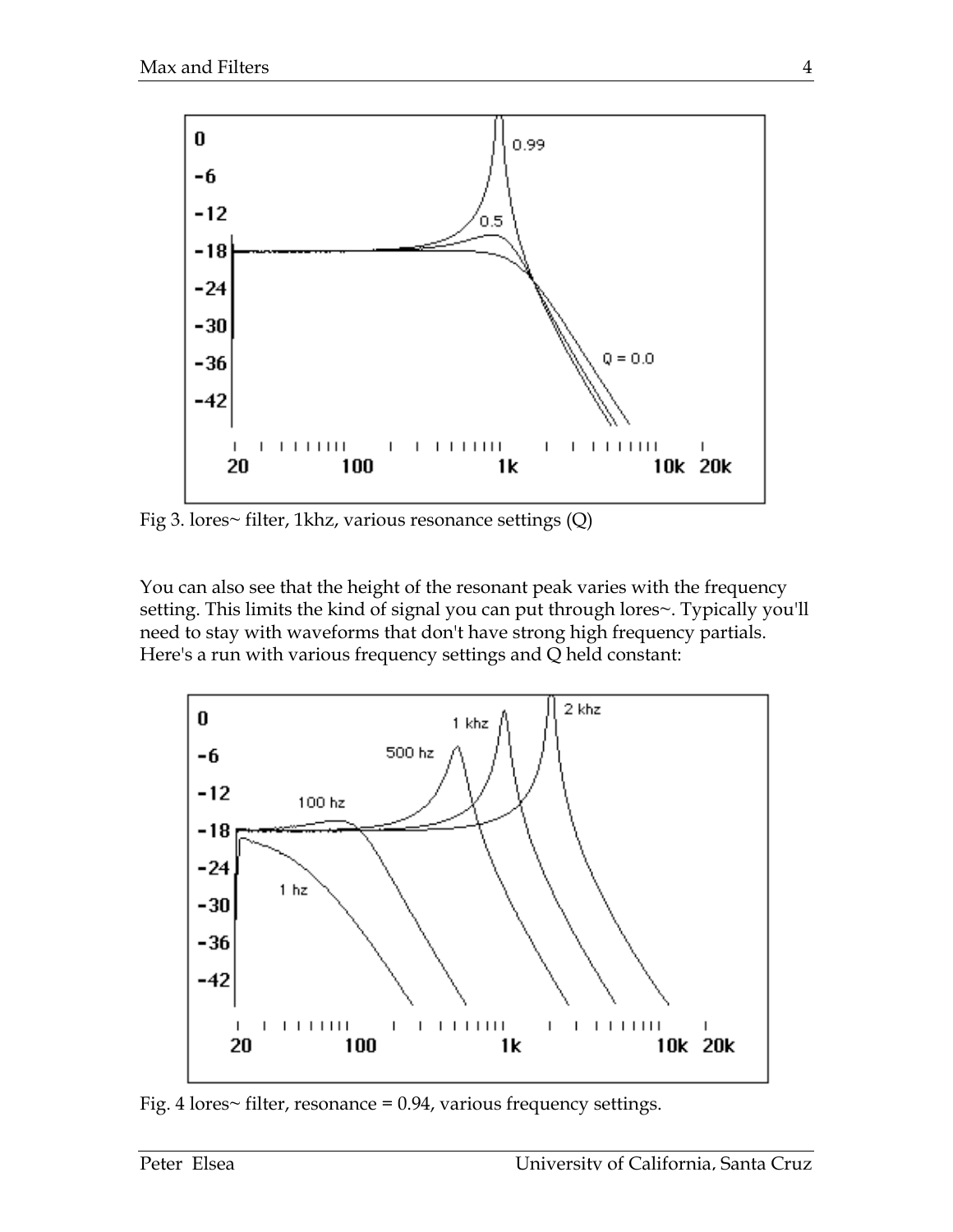Fig 3. lores~ filter, 1khz, various resonance settings (Q)

You can also see that the height of the resonant peak varies with the frequency setting. This limits the kind of signal you can put through lores~. Typically you'll need to stay with waveforms that don't have strong high frequency partials. Here's a run with various frequency settings and Q held constant:

Fig. 4 lores~ filter, resonance = 0.94, various frequency settings.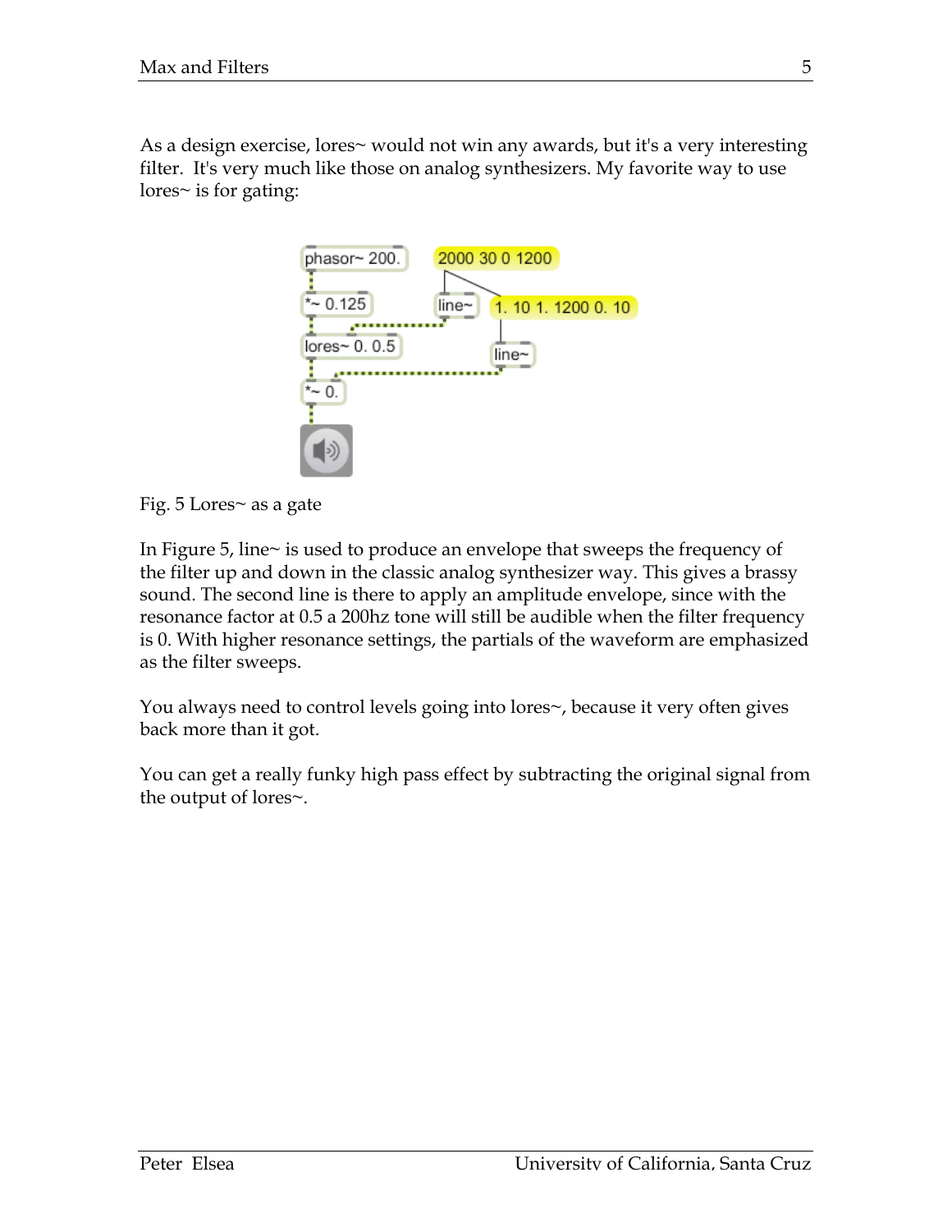As a design exercise, lores~ would not win any awards, but it's a very interesting filter. It's very much like those on analog synthesizers. My favorite way to use lores~ is for gating:

Fig. 5 Lores~ as a gate

In Figure 5, line~ is used to produce an envelope that sweeps the frequency of the filter up and down in the classic analog synthesizer way. This gives a brassy sound. The second line is there to apply an amplitude envelope, since with the resonance factor at 0.5 a 200hz tone will still be audible when the filter frequency is 0. With higher resonance settings, the partials of the waveform are emphasized as the filter sweeps.

You always need to control levels going into lores~, because it very often gives back more than it got.

You can get a really funky high pass effect by subtracting the original signal from the output of lores~.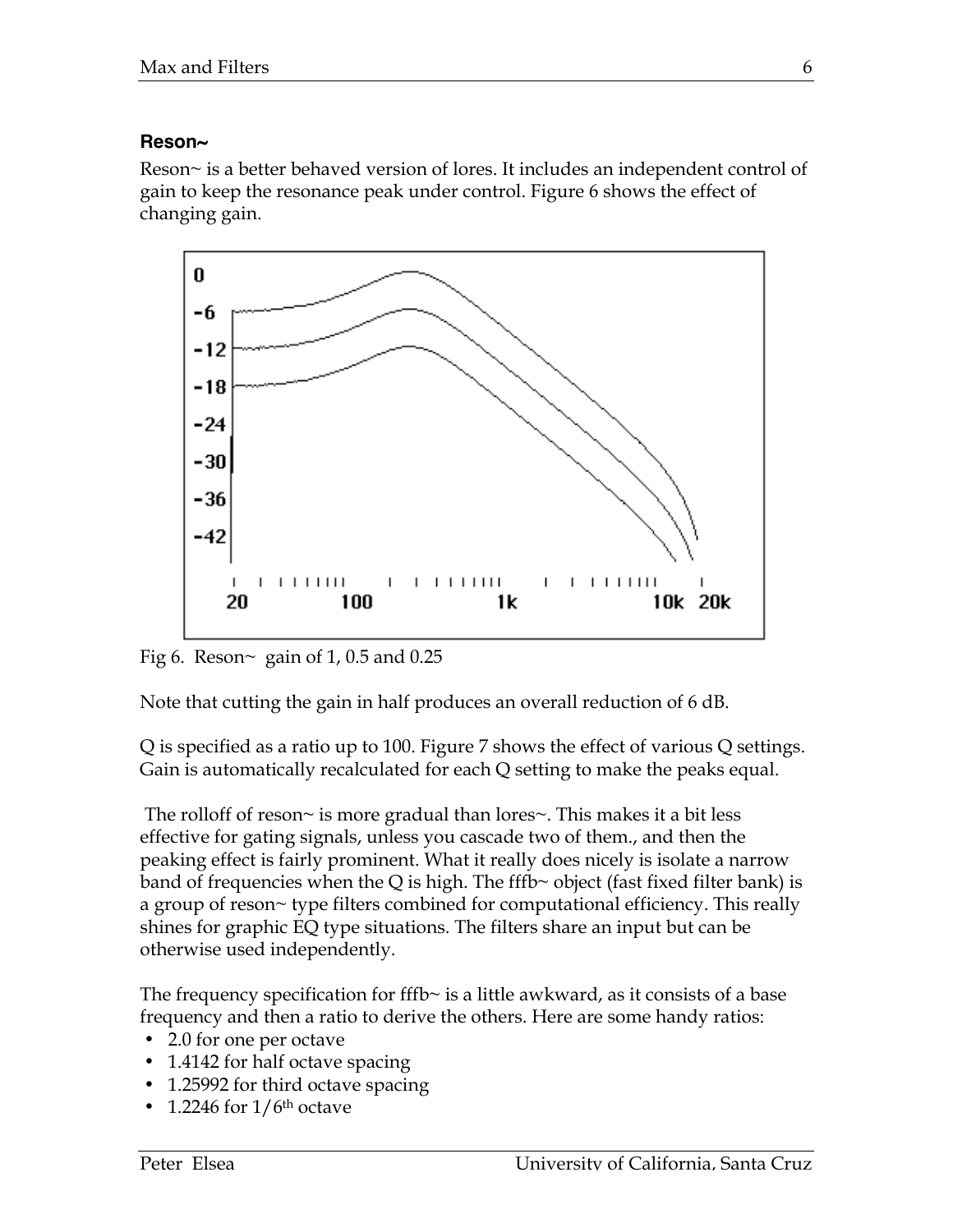### Reson~

Reson~ is a better behaved version of lores. It includes an independent control of gain to keep the resonance peak under control. Figure 6 shows the effect of changing gain.

Fig 6. Reson~ gain of 1, 0.5 and 0.25

Note that cutting the gain in half produces an overall reduction of 6 dB.

Q is specified as a ratio up to 100. Figure 7 shows the effect of various Q settings. Gain is automatically recalculated for each Q setting to make the peaks equal.

The rolloff of reson~ is more gradual than lores~. This makes it a bit less effective for gating signals, unless you cascade two of them., and then the peaking effect is fairly prominent. What it really does nicely is isolate a narrow band of frequencies when the Q is high. The fffb~ object (fast fixed filter bank) is a group of reson~ type filters combined for computational efficiency. This really shines for graphic EQ type situations. The filters share an input but can be otherwise used independently.

The frequency specification for fffb~ is a little awkward, as it consists of a base frequency and then a ratio to derive the others. Here are some handy ratios:

- 2.0 for one per octave
- 1.4142 for half octave spacing
- 1.25992 for third octave spacing
- 1.2246 for 1/6th octave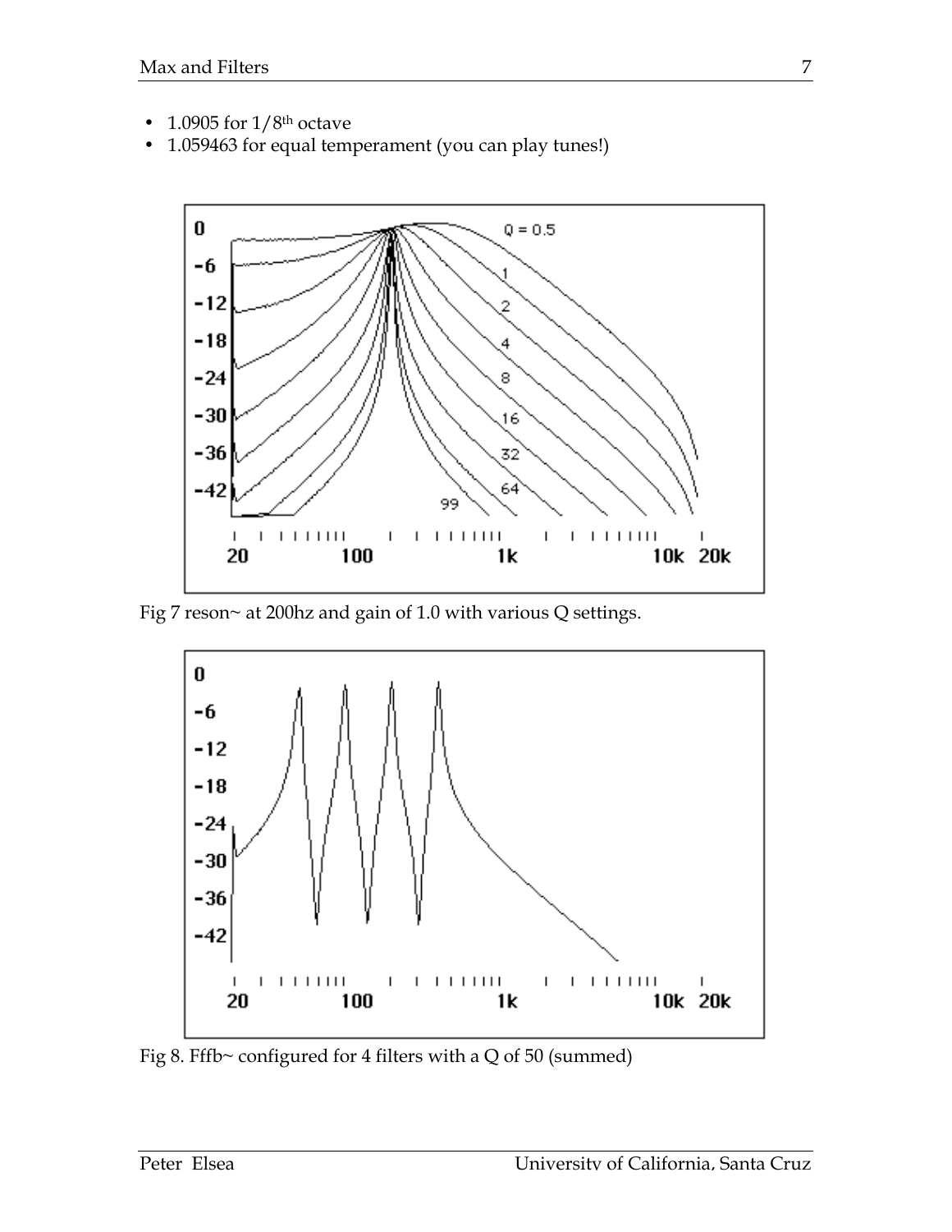- 1.0905 for 1/8th octave
- 1.059463 for equal temperament (you can play tunes!)

Fig 7 reson~ at 200hz and gain of 1.0 with various Q settings.

Fig 8. Fffb~ configured for 4 filters with a Q of 50 (summed)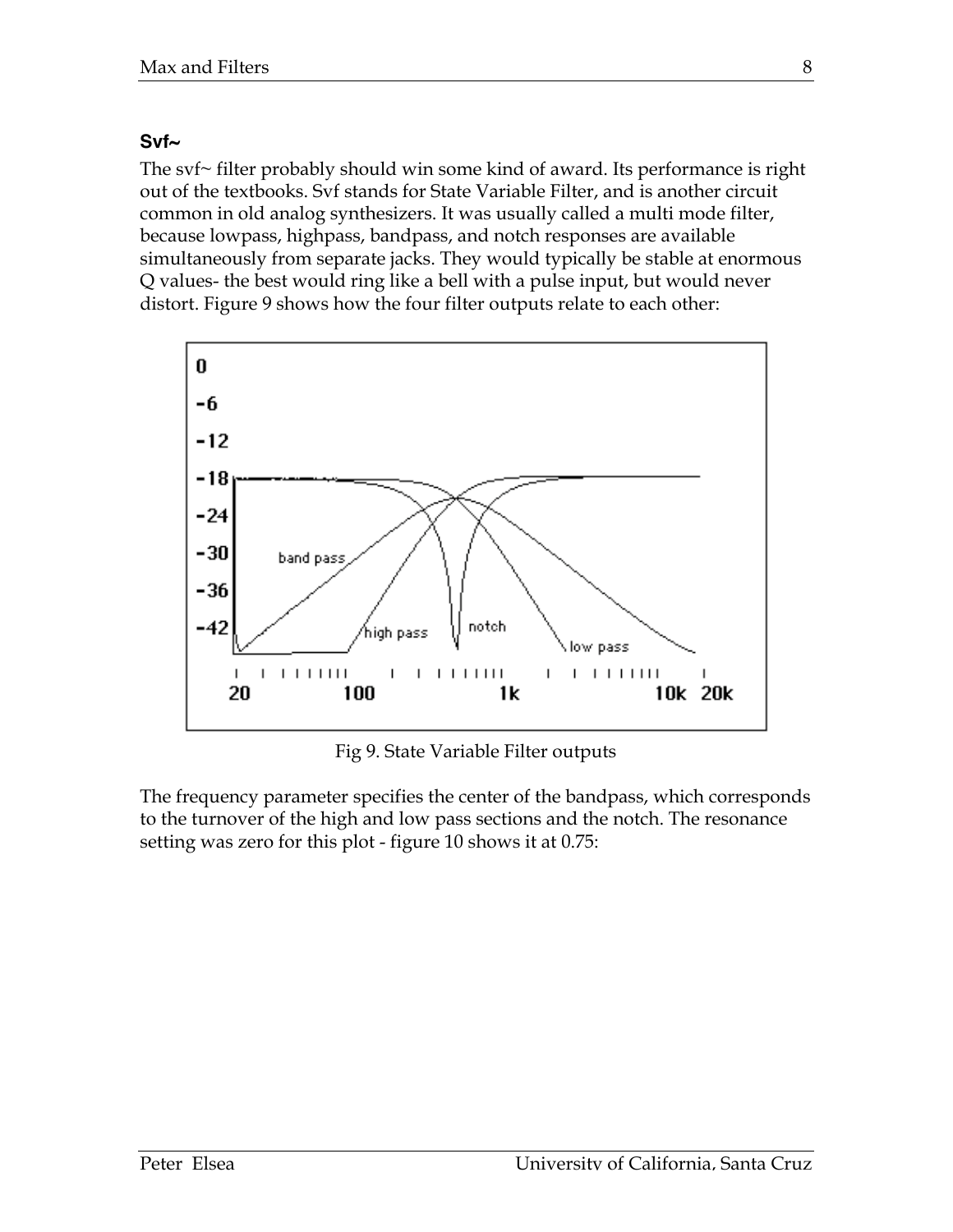### Svf~

The svf~ filter probably should win some kind of award. Its performance is right out of the textbooks. Svf stands for State Variable Filter, and is another circuit common in old analog synthesizers. It was usually called a multi mode filter, because lowpass, highpass, bandpass, and notch responses are available simultaneously from separate jacks. They would typically be stable at enormous Q values- the best would ring like a bell with a pulse input, but would never distort. Figure 9 shows how the four filter outputs relate to each other:

Fig 9. State Variable Filter outputs

The frequency parameter specifies the center of the bandpass, which corresponds to the turnover of the high and low pass sections and the notch. The resonance setting was zero for this plot - figure 10 shows it at 0.75: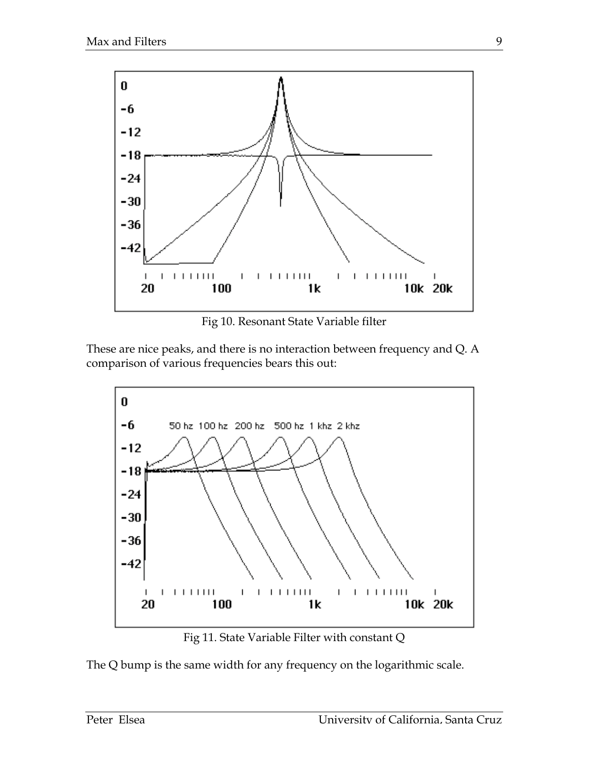Fig 10. Resonant State Variable filter

These are nice peaks, and there is no interaction between frequency and Q. A comparison of various frequencies bears this out:

Fig 11. State Variable Filter with constant Q

The Q bump is the same width for any frequency on the logarithmic scale.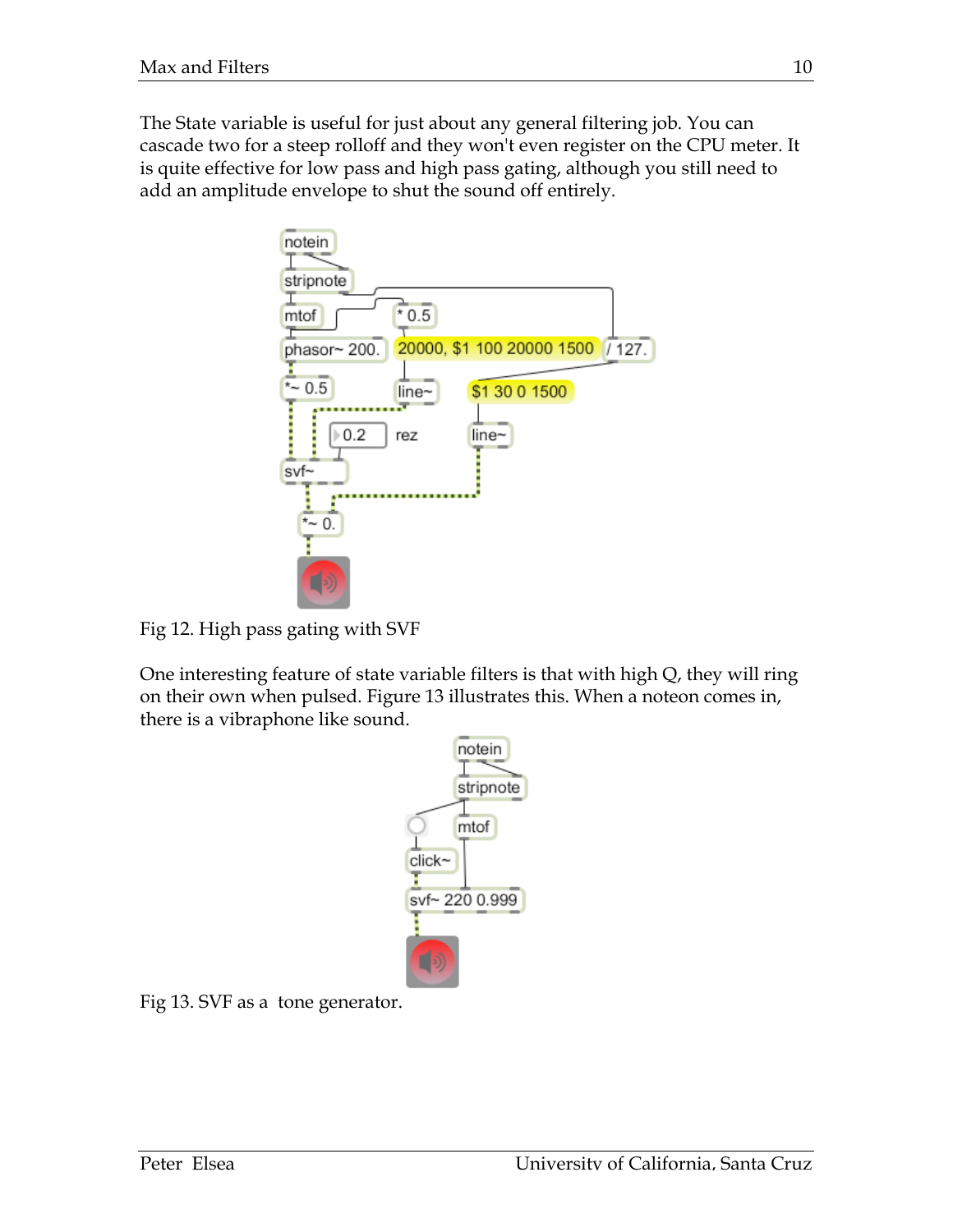The State variable is useful for just about any general filtering job. You can cascade two for a steep rolloff and they won't even register on the CPU meter. It is quite effective for low pass and high pass gating, although you still need to add an amplitude envelope to shut the sound off entirely.

Fig 12. High pass gating with SVF

One interesting feature of state variable filters is that with high Q, they will ring on their own when pulsed. Figure 13 illustrates this. When a noteon comes in, there is a vibraphone like sound.

Fig 13. SVF as a tone generator.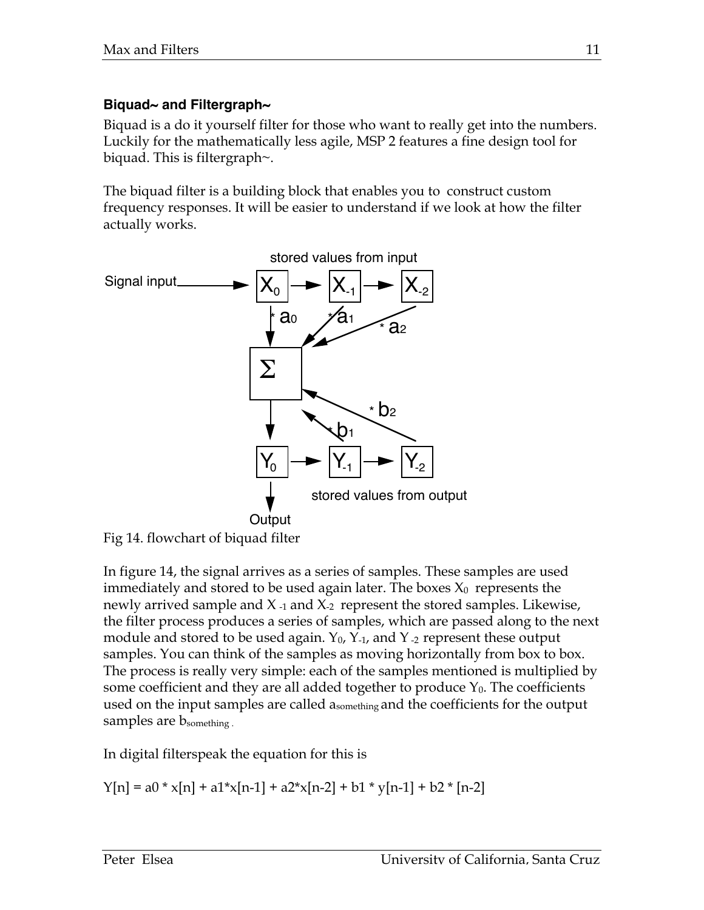### Biquad~ and Filtergraph~

Biquad is a do it yourself filter for those who want to really get into the numbers. Luckily for the mathematically less agile, MSP 2 features a fine design tool for biquad. This is filtergraph~.

The biquad filter is a building block that enables you to construct custom frequency responses. It will be easier to understand if we look at how the filter actually works.

Fig 14. flowchart of biquad filter

In figure 14, the signal arrives as a series of samples. These samples are used immediately and stored to be used again later. The boxes $X_0$ represents the newly arrived sample and $X_{-1}$ and $X_{-2}$ represent the stored samples. Likewise, the filter process produces a series of samples, which are passed along to the next module and stored to be used again. $Y_0$, $Y_{-1}$, and $Y_{-2}$ represent these output samples. You can think of the samples as moving horizontally from box to box. The process is really very simple: each of the samples mentioned is multiplied by some coefficient and they are all added together to produce $Y_0$. The coefficients used on the input samples are called $a_{something}$ and the coefficients for the output samples are $b_{something}$.

In digital filterspeak the equation for this is

Y[n] = a0 * x[n] + a1*x[n-1] + a2*x[n-2] + b1 * y[n-1] + b2 * [n-2]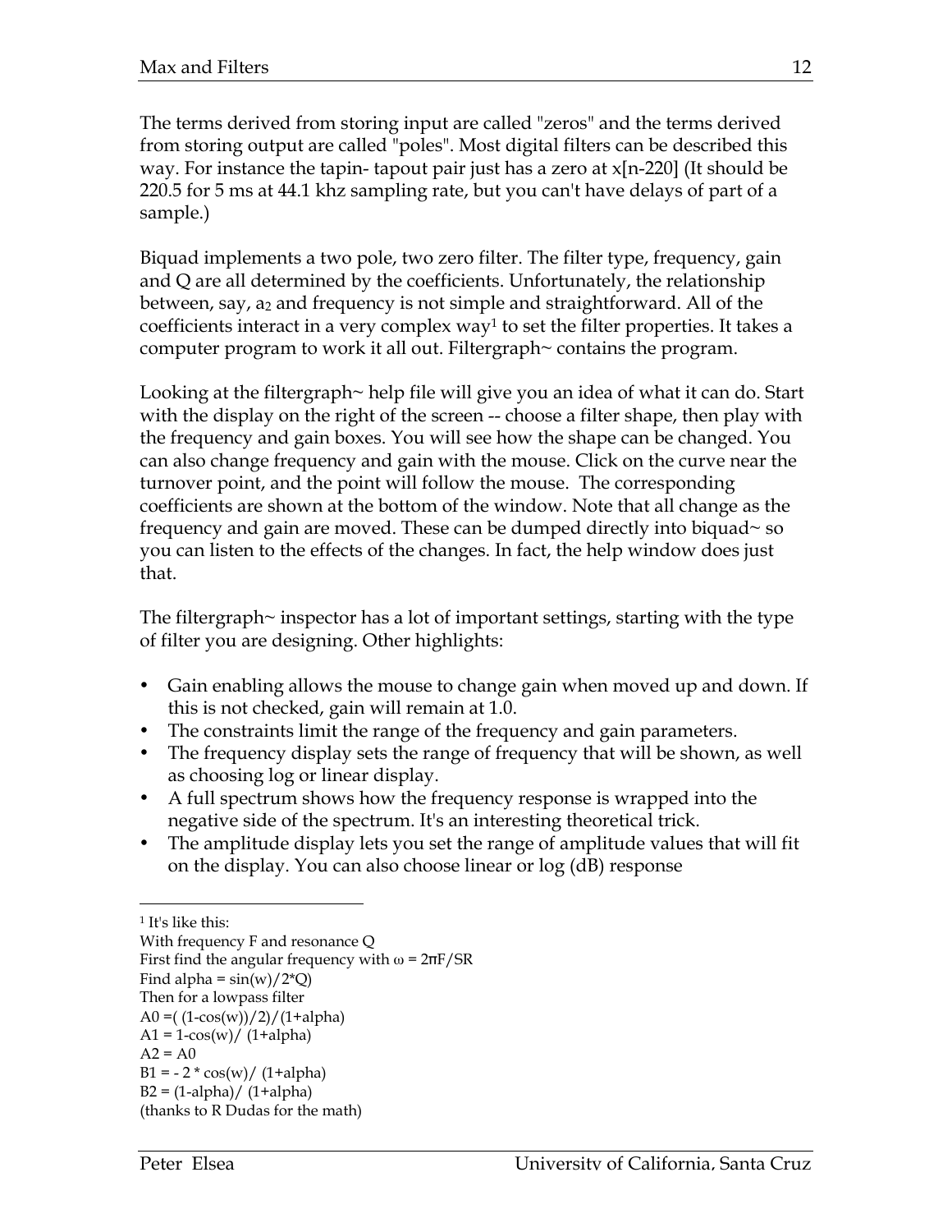The terms derived from storing input are called "zeros" and the terms derived from storing output are called "poles". Most digital filters can be described this way. For instance the tapin- tapout pair just has a zero at x[n-220] (It should be 220.5 for 5 ms at 44.1 khz sampling rate, but you can't have delays of part of a sample.)

Biquad implements a two pole, two zero filter. The filter type, frequency, gain and Q are all determined by the coefficients. Unfortunately, the relationship between, say, $a_2$ and frequency is not simple and straightforward. All of the coefficients interact in a very complex way[1] to set the filter properties. It takes a computer program to work it all out. Filtergraph~ contains the program.

Looking at the filtergraph~ help file will give you an idea of what it can do. Start with the display on the right of the screen -- choose a filter shape, then play with the frequency and gain boxes. You will see how the shape can be changed. You can also change frequency and gain with the mouse. Click on the curve near the turnover point, and the point will follow the mouse. The corresponding coefficients are shown at the bottom of the window. Note that all change as the frequency and gain are moved. These can be dumped directly into biquad~ so you can listen to the effects of the changes. In fact, the help window does just that.

The filtergraph~ inspector has a lot of important settings, starting with the type of filter you are designing. Other highlights:

- Gain enabling allows the mouse to change gain when moved up and down. If this is not checked, gain will remain at 1.0.
- The constraints limit the range of the frequency and gain parameters.
- The frequency display sets the range of frequency that will be shown, as well as choosing log or linear display.
- A full spectrum shows how the frequency response is wrapped into the negative side of the spectrum. It's an interesting theoretical trick.
- The amplitude display lets you set the range of amplitude values that will fit on the display. You can also choose linear or log (dB) response

---

[1] It's like this:
With frequency F and resonance Q
First find the angular frequency with $\omega = 2\pi F/SR$
Find alpha = sin(w)/2*Q)
Then for a lowpass filter
A0 =( (1-cos(w))/2)/(1+alpha)
A1 = 1-cos(w)/ (1+alpha)
A2 = A0
B1 = - 2 * cos(w)/ (1+alpha)
B2 = (1-alpha)/ (1+alpha)
(thanks to R Dudas for the math)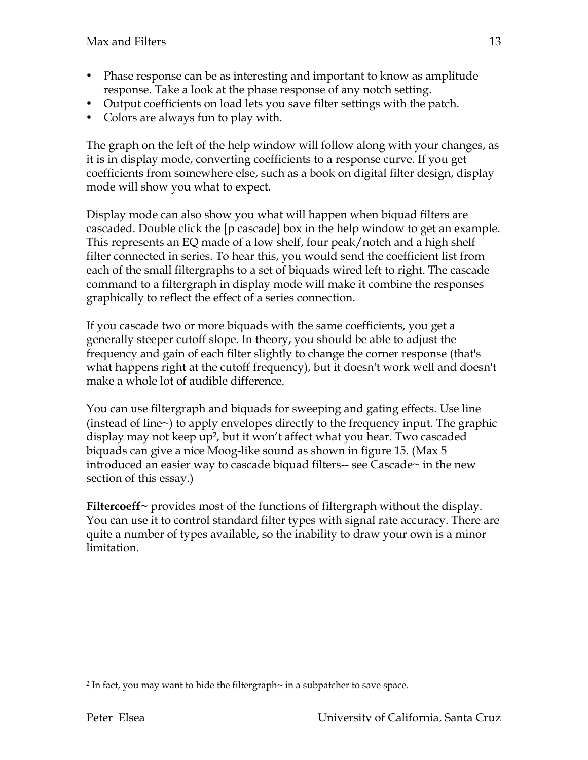- Phase response can be as interesting and important to know as amplitude response. Take a look at the phase response of any notch setting.
- Output coefficients on load lets you save filter settings with the patch.
- Colors are always fun to play with.

The graph on the left of the help window will follow along with your changes, as it is in display mode, converting coefficients to a response curve. If you get coefficients from somewhere else, such as a book on digital filter design, display mode will show you what to expect.

Display mode can also show you what will happen when biquad filters are cascaded. Double click the [p cascade] box in the help window to get an example. This represents an EQ made of a low shelf, four peak/notch and a high shelf filter connected in series. To hear this, you would send the coefficient list from each of the small filtergraphs to a set of biquads wired left to right. The cascade command to a filtergraph in display mode will make it combine the responses graphically to reflect the effect of a series connection.

If you cascade two or more biquads with the same coefficients, you get a generally steeper cutoff slope. In theory, you should be able to adjust the frequency and gain of each filter slightly to change the corner response (that's what happens right at the cutoff frequency), but it doesn't work well and doesn't make a whole lot of audible difference.

You can use filtergraph and biquads for sweeping and gating effects. Use line (instead of line~) to apply envelopes directly to the frequency input. The graphic display may not keep up[2], but it won't affect what you hear. Two cascaded biquads can give a nice Moog-like sound as shown in figure 15. (Max 5 introduced an easier way to cascade biquad filters-- see Cascade~ in the new section of this essay.)

**Filtercoeff~** provides most of the functions of filtergraph without the display. You can use it to control standard filter types with signal rate accuracy. There are quite a number of types available, so the inability to draw your own is a minor limitation.

---

[2] In fact, you may want to hide the filtergraph~ in a subpatcher to save space.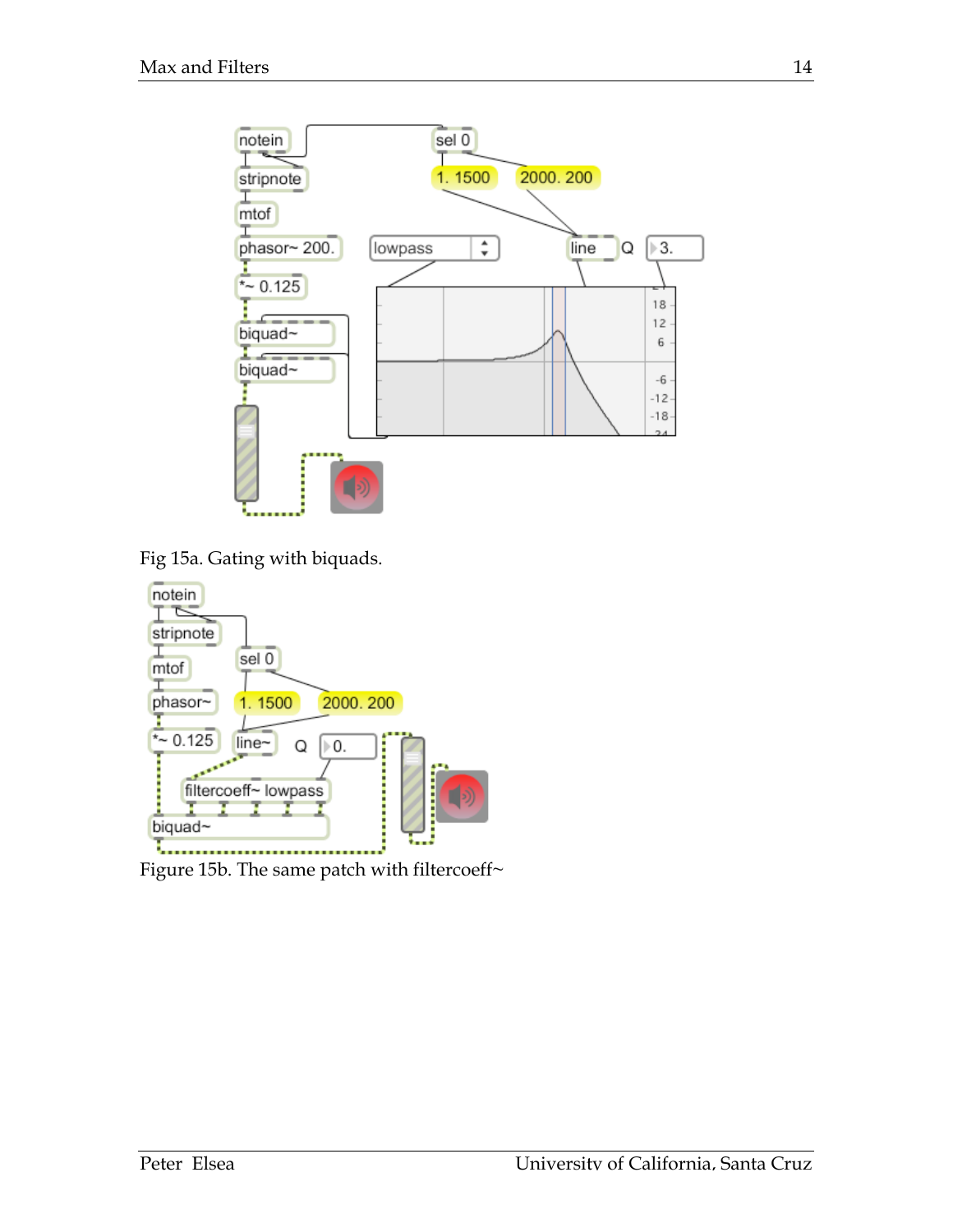Fig 15a. Gating with biquads.

Figure 15b. The same patch with filtercoeff~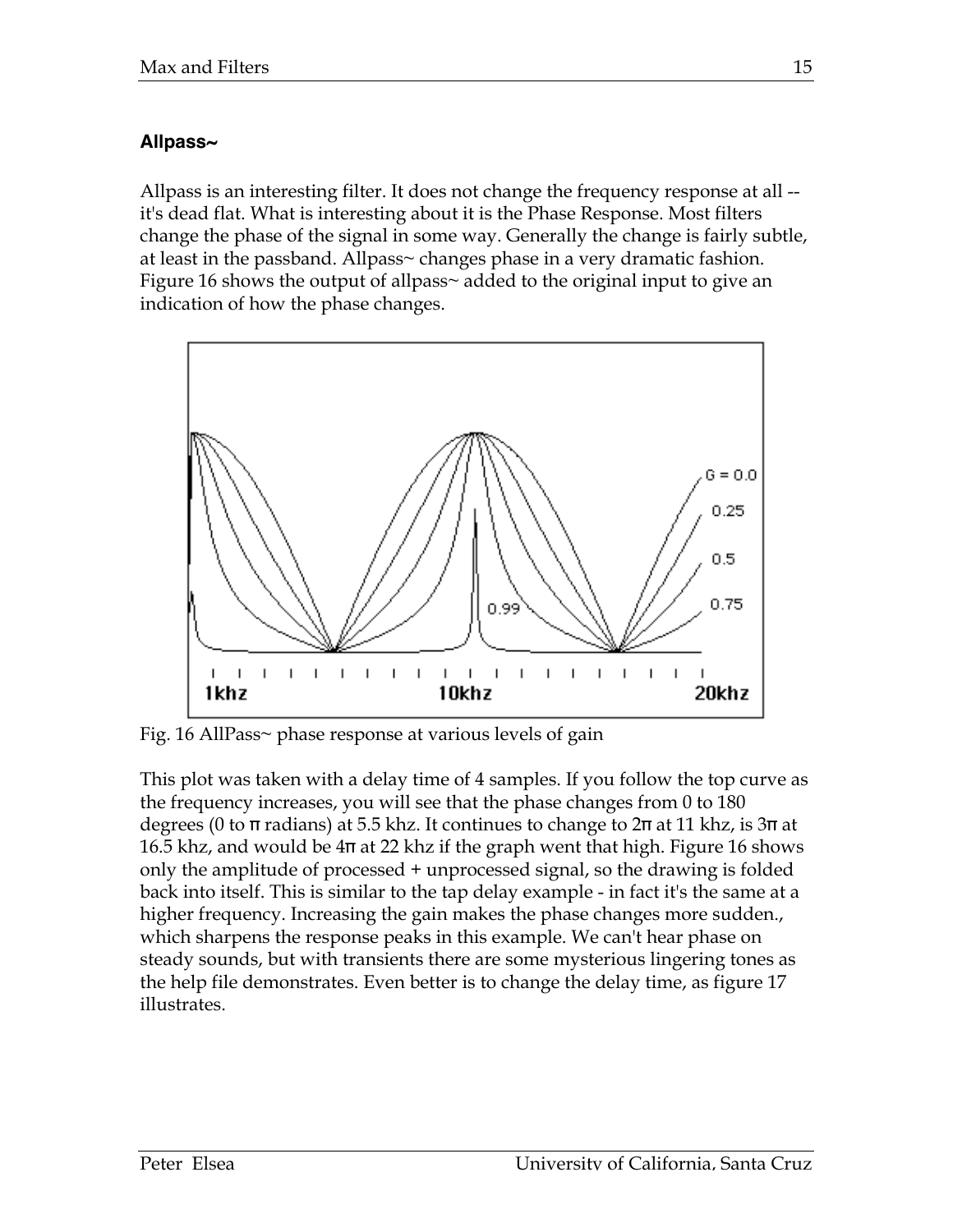### Allpass~

Allpass is an interesting filter. It does not change the frequency response at all -- it's dead flat. What is interesting about it is the Phase Response. Most filters change the phase of the signal in some way. Generally the change is fairly subtle, at least in the passband. Allpass~ changes phase in a very dramatic fashion. Figure 16 shows the output of allpass~ added to the original input to give an indication of how the phase changes.

Fig. 16 AllPass~ phase response at various levels of gain

This plot was taken with a delay time of 4 samples. If you follow the top curve as the frequency increases, you will see that the phase changes from 0 to 180 degrees (0 to π radians) at 5.5 khz. It continues to change to 2π at 11 khz, is 3π at 16.5 khz, and would be 4π at 22 khz if the graph went that high. Figure 16 shows only the amplitude of processed + unprocessed signal, so the drawing is folded back into itself. This is similar to the tap delay example - in fact it's the same at a higher frequency. Increasing the gain makes the phase changes more sudden., which sharpens the response peaks in this example. We can't hear phase on steady sounds, but with transients there are some mysterious lingering tones as the help file demonstrates. Even better is to change the delay time, as figure 17 illustrates.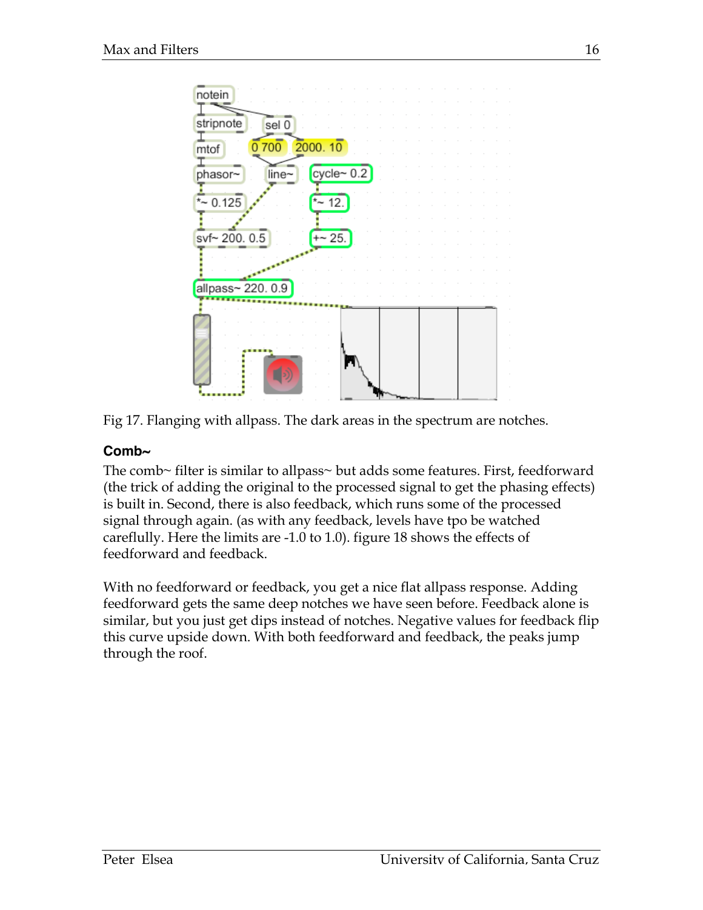Fig 17. Flanging with allpass. The dark areas in the spectrum are notches.

### Comb~

The comb~ filter is similar to allpass~ but adds some features. First, feedforward (the trick of adding the original to the processed signal to get the phasing effects) is built in. Second, there is also feedback, which runs some of the processed signal through again. (as with any feedback, levels have tpo be watched careflully. Here the limits are -1.0 to 1.0). figure 18 shows the effects of feedforward and feedback.

With no feedforward or feedback, you get a nice flat allpass response. Adding feedforward gets the same deep notches we have seen before. Feedback alone is similar, but you just get dips instead of notches. Negative values for feedback flip this curve upside down. With both feedforward and feedback, the peaks jump through the roof.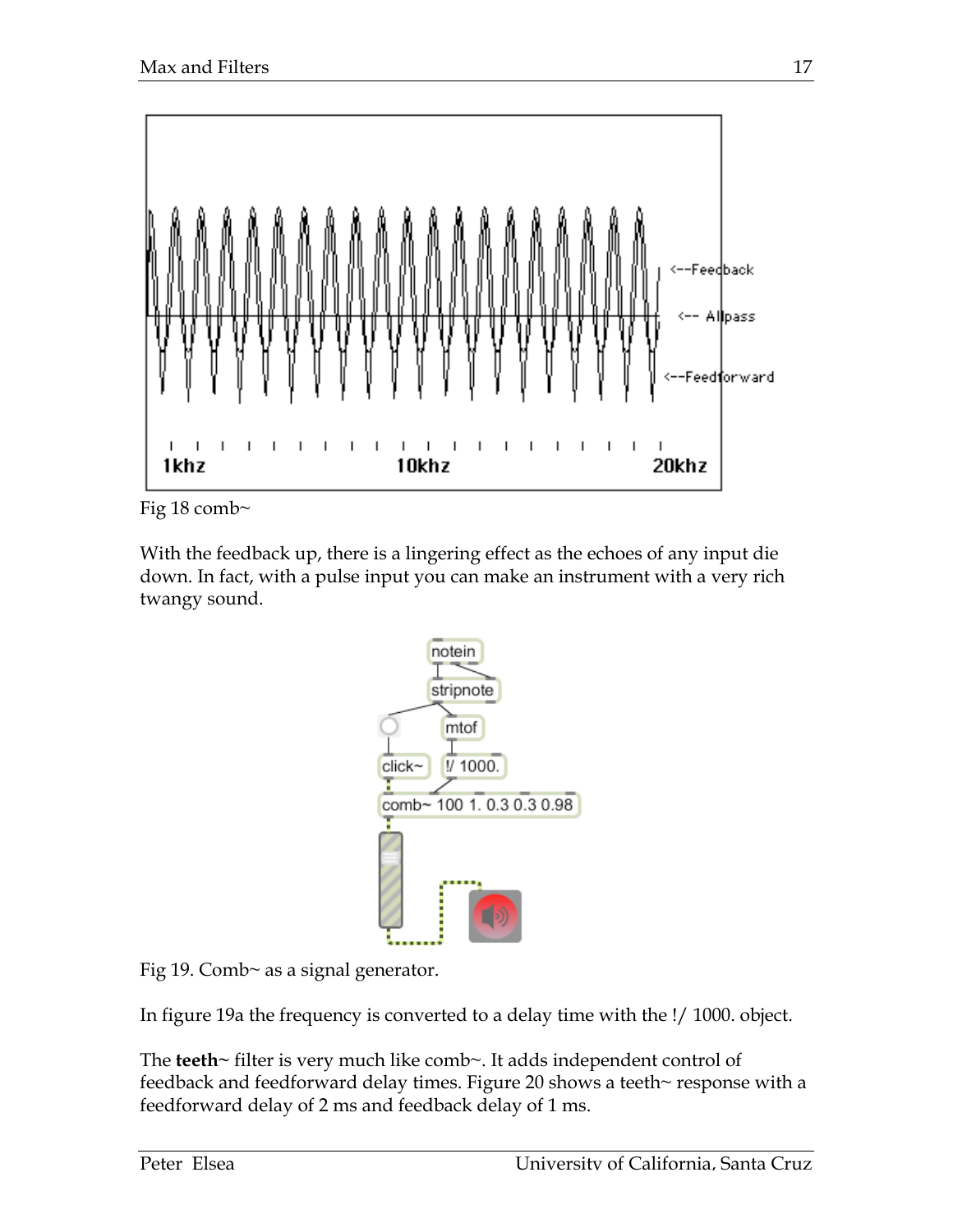Fig 18 comb~

With the feedback up, there is a lingering effect as the echoes of any input die down. In fact, with a pulse input you can make an instrument with a very rich twangy sound.

Fig 19. Comb~ as a signal generator.

In figure 19a the frequency is converted to a delay time with the !/ 1000. object.

The **teeth~** filter is very much like comb~. It adds independent control of feedback and feedforward delay times. Figure 20 shows a teeth~ response with a feedforward delay of 2 ms and feedback delay of 1 ms.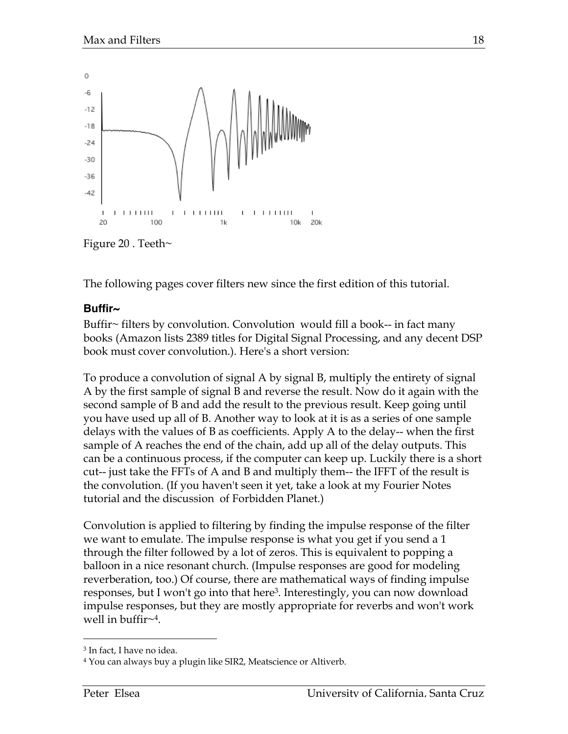Figure 20 . Teeth~

The following pages cover filters new since the first edition of this tutorial.

### Buffir~

Buffir~ filters by convolution. Convolution would fill a book-- in fact many books (Amazon lists 2389 titles for Digital Signal Processing, and any decent DSP book must cover convolution.). Here's a short version:

To produce a convolution of signal A by signal B, multiply the entirety of signal A by the first sample of signal B and reverse the result. Now do it again with the second sample of B and add the result to the previous result. Keep going until you have used up all of B. Another way to look at it is as a series of one sample delays with the values of B as coefficients. Apply A to the delay-- when the first sample of A reaches the end of the chain, add up all of the delay outputs. This can be a continuous process, if the computer can keep up. Luckily there is a short cut-- just take the FFTs of A and B and multiply them-- the IFFT of the result is the convolution. (If you haven't seen it yet, take a look at my Fourier Notes tutorial and the discussion of Forbidden Planet.)

Convolution is applied to filtering by finding the impulse response of the filter we want to emulate. The impulse response is what you get if you send a 1 through the filter followed by a lot of zeros. This is equivalent to popping a balloon in a nice resonant church. (Impulse responses are good for modeling reverberation, too.) Of course, there are mathematical ways of finding impulse responses, but I won't go into that here[3]. Interestingly, you can now download impulse responses, but they are mostly appropriate for reverbs and won't work well in buffir~[4].

[3] In fact, I have no idea.

[4] You can always buy a plugin like SIR2, Meatscience or Altiverb.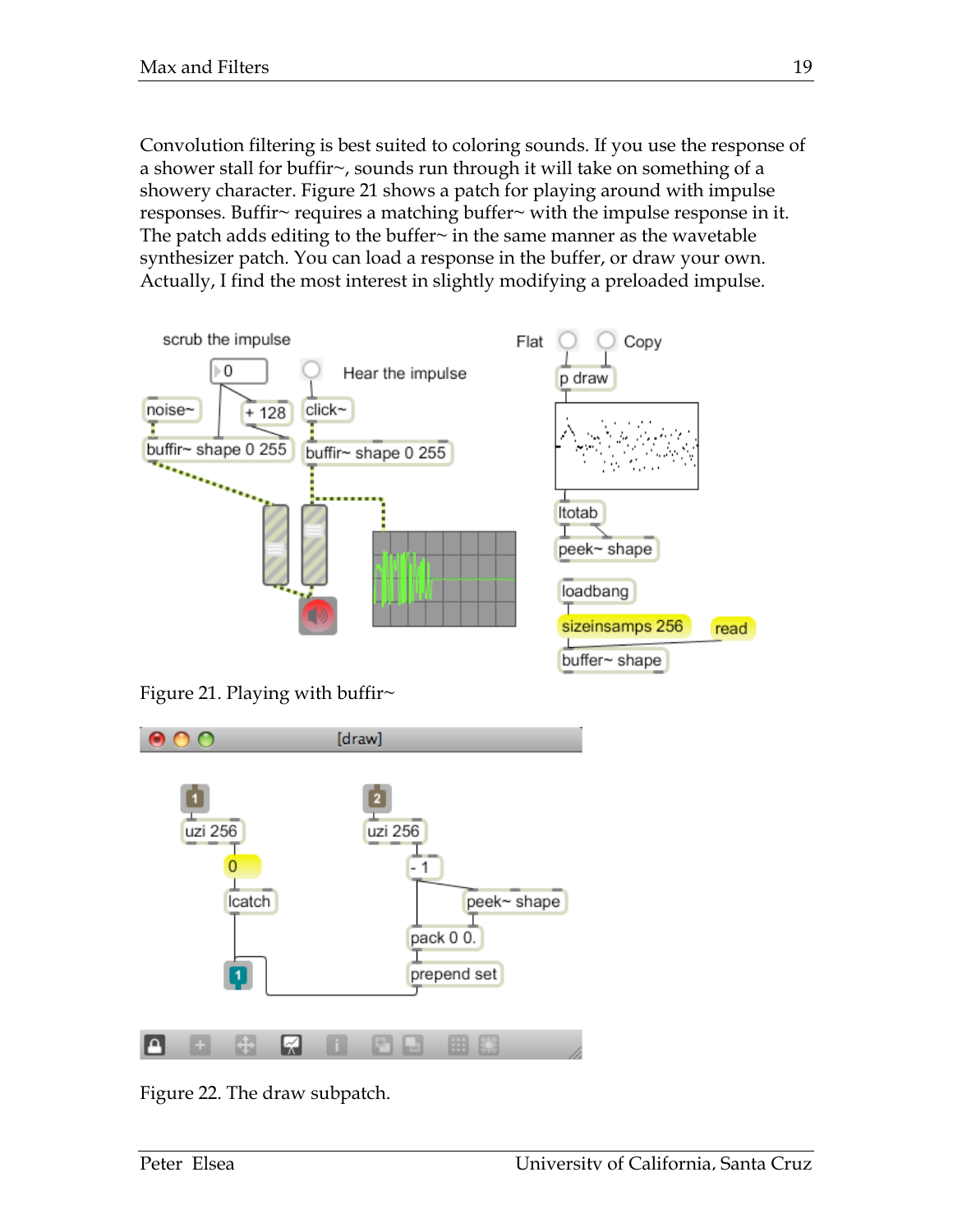Convolution filtering is best suited to coloring sounds. If you use the response of a shower stall for buffir~, sounds run through it will take on something of a showery character. Figure 21 shows a patch for playing around with impulse responses. Buffir~ requires a matching buffer~ with the impulse response in it. The patch adds editing to the buffer~ in the same manner as the wavetable synthesizer patch. You can load a response in the buffer, or draw your own. Actually, I find the most interest in slightly modifying a preloaded impulse.

Figure 21. Playing with buffir~

Figure 22. The draw subpatch.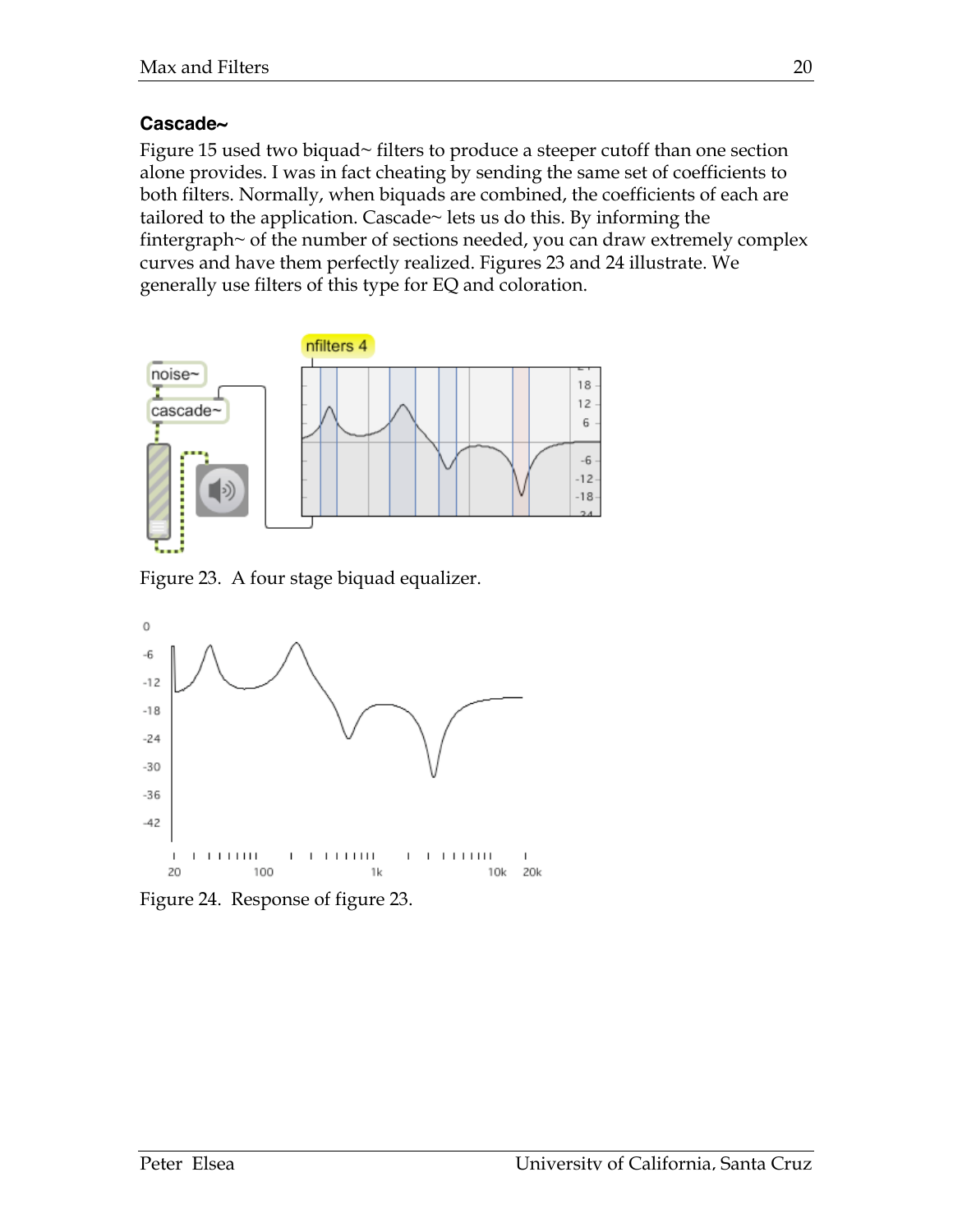### Cascade~

Figure 15 used two biquad~ filters to produce a steeper cutoff than one section alone provides. I was in fact cheating by sending the same set of coefficients to both filters. Normally, when biquads are combined, the coefficients of each are tailored to the application. Cascade~ lets us do this. By informing the fintergraph~ of the number of sections needed, you can draw extremely complex curves and have them perfectly realized. Figures 23 and 24 illustrate. We generally use filters of this type for EQ and coloration.

Figure 23. A four stage biquad equalizer.

Figure 24. Response of figure 23.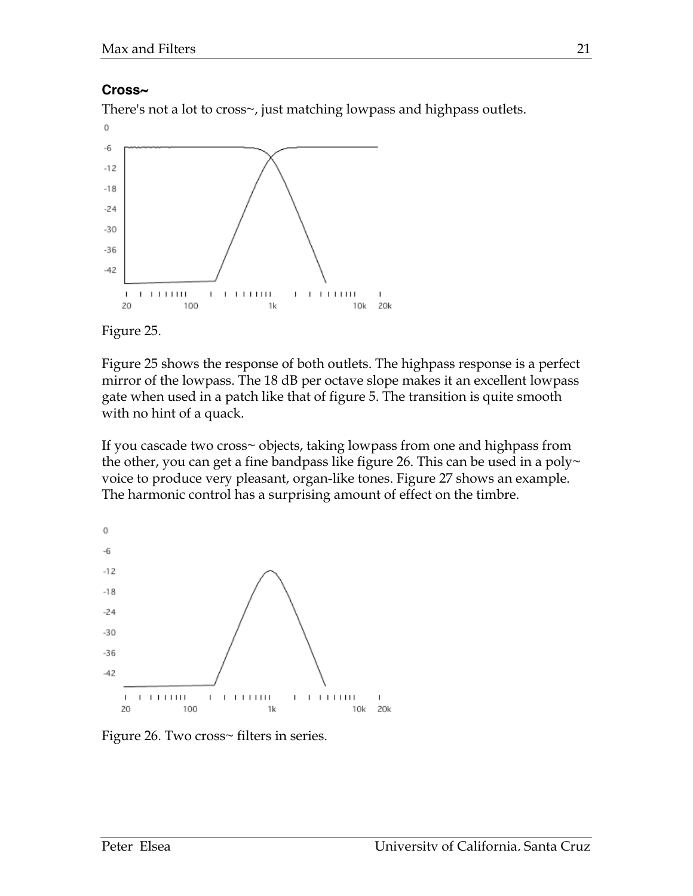### Cross~

There's not a lot to cross~, just matching lowpass and highpass outlets.

Figure 25.

Figure 25 shows the response of both outlets. The highpass response is a perfect mirror of the lowpass. The 18 dB per octave slope makes it an excellent lowpass gate when used in a patch like that of figure 5. The transition is quite smooth with no hint of a quack.

If you cascade two cross~ objects, taking lowpass from one and highpass from the other, you can get a fine bandpass like figure 26. This can be used in a poly~ voice to produce very pleasant, organ-like tones. Figure 27 shows an example. The harmonic control has a surprising amount of effect on the timbre.

Figure 26. Two cross~ filters in series.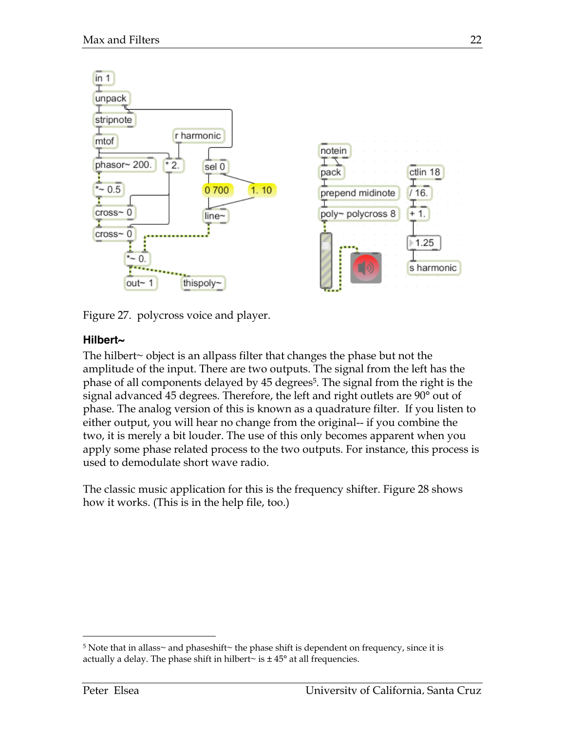Figure 27. polycross voice and player.

**Hilbert~**

The hilbert~ object is an allpass filter that changes the phase but not the amplitude of the input. There are two outputs. The signal from the left has the phase of all components delayed by 45 degrees[5]. The signal from the right is the signal advanced 45 degrees. Therefore, the left and right outlets are 90° out of phase. The analog version of this is known as a quadrature filter. If you listen to either output, you will hear no change from the original-- if you combine the two, it is merely a bit louder. The use of this only becomes apparent when you apply some phase related process to the two outputs. For instance, this process is used to demodulate short wave radio.

The classic music application for this is the frequency shifter. Figure 28 shows how it works. (This is in the help file, too.)

---

[5] Note that in allass~ and phaseshift~ the phase shift is dependent on frequency, since it is actually a delay. The phase shift in hilbert~ is ± 45° at all frequencies.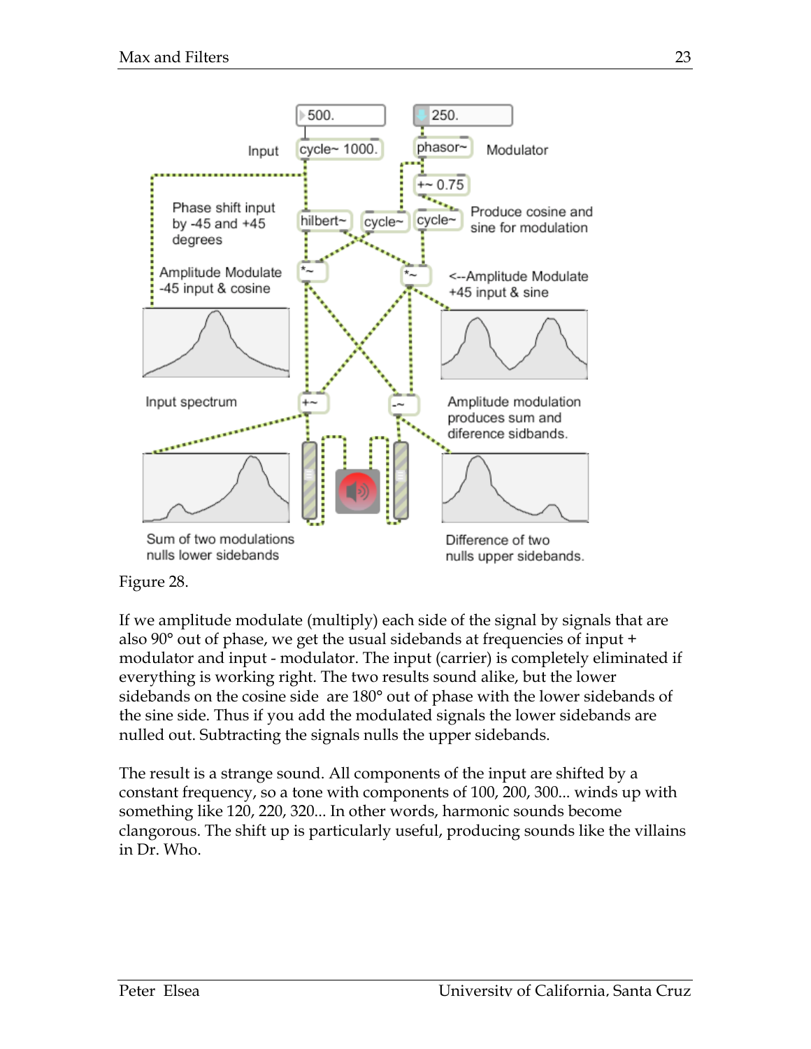Figure 28.

If we amplitude modulate (multiply) each side of the signal by signals that are also 90° out of phase, we get the usual sidebands at frequencies of input + modulator and input - modulator. The input (carrier) is completely eliminated if everything is working right. The two results sound alike, but the lower sidebands on the cosine side are 180° out of phase with the lower sidebands of the sine side. Thus if you add the modulated signals the lower sidebands are nulled out. Subtracting the signals nulls the upper sidebands.

The result is a strange sound. All components of the input are shifted by a constant frequency, so a tone with components of 100, 200, 300... winds up with something like 120, 220, 320... In other words, harmonic sounds become clangorous. The shift up is particularly useful, producing sounds like the villains in Dr. Who.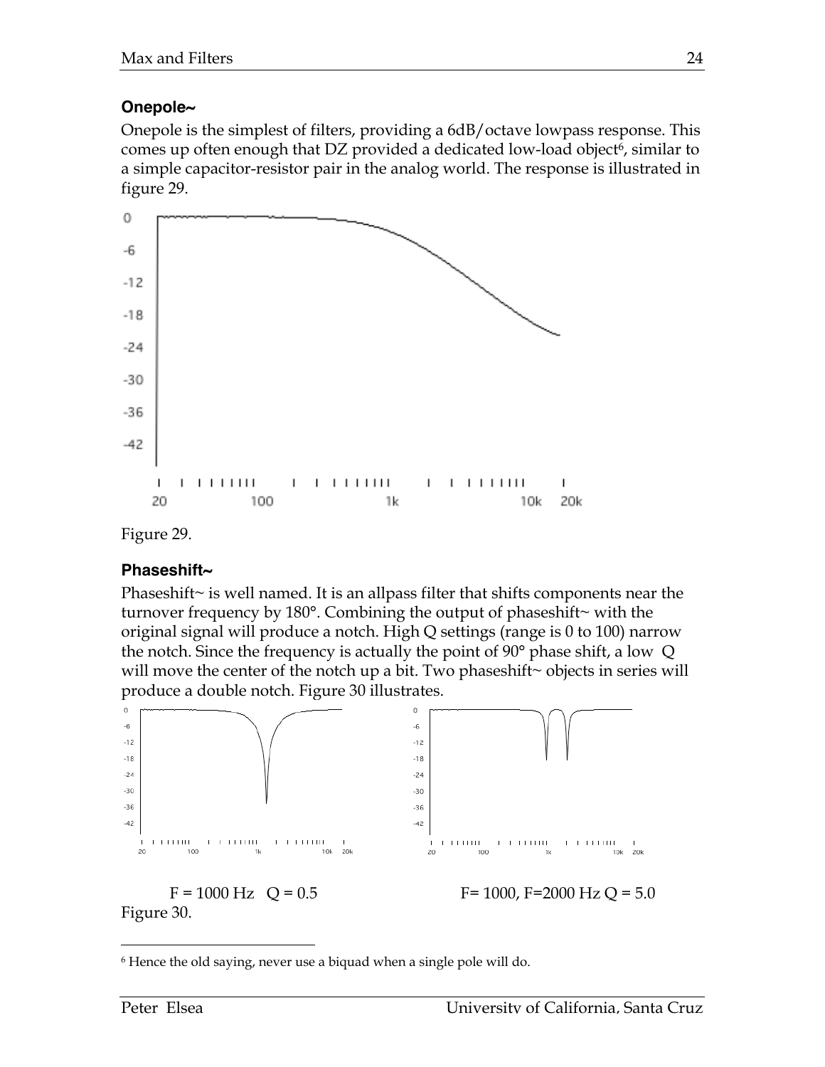### Onepole~

Onepole is the simplest of filters, providing a 6dB/octave lowpass response. This comes up often enough that DZ provided a dedicated low-load object[6], similar to a simple capacitor-resistor pair in the analog world. The response is illustrated in figure 29.

Figure 29.

### Phaseshift~

Phaseshift~ is well named. It is an allpass filter that shifts components near the turnover frequency by 180°. Combining the output of phaseshift~ with the original signal will produce a notch. High Q settings (range is 0 to 100) narrow the notch. Since the frequency is actually the point of 90° phase shift, a low Q will move the center of the notch up a bit. Two phaseshift~ objects in series will produce a double notch. Figure 30 illustrates.

F = 1000 Hz Q = 0.5

F= 1000, F=2000 Hz Q = 5.0

Figure 30.

[6] Hence the old saying, never use a biquad when a single pole will do.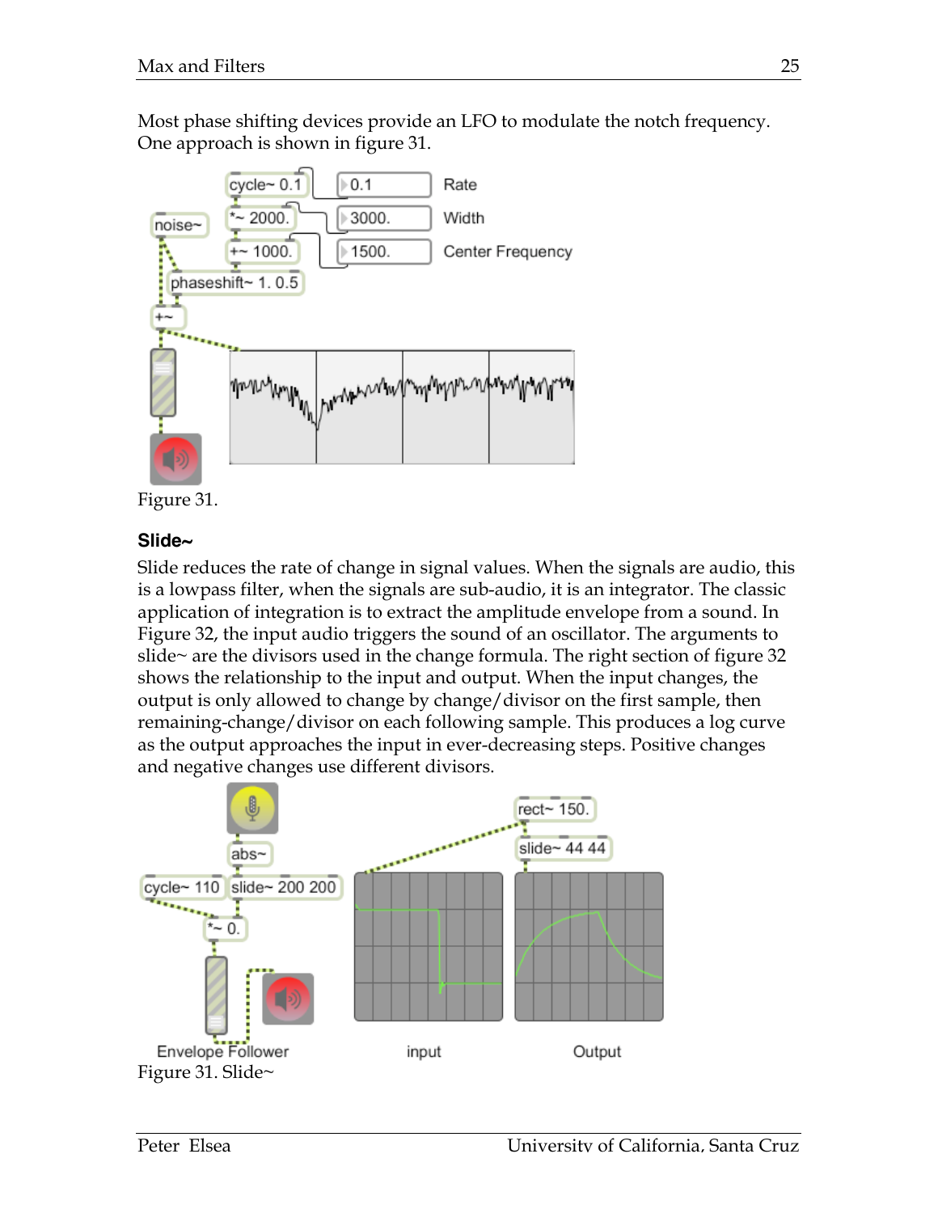Most phase shifting devices provide an LFO to modulate the notch frequency. One approach is shown in figure 31.

Figure 31.

### Slide~

Slide reduces the rate of change in signal values. When the signals are audio, this is a lowpass filter, when the signals are sub-audio, it is an integrator. The classic application of integration is to extract the amplitude envelope from a sound. In Figure 32, the input audio triggers the sound of an oscillator. The arguments to slide~ are the divisors used in the change formula. The right section of figure 32 shows the relationship to the input and output. When the input changes, the output is only allowed to change by change/divisor on the first sample, then remaining-change/divisor on each following sample. This produces a log curve as the output approaches the input in ever-decreasing steps. Positive changes and negative changes use different divisors.

Figure 31. Slide~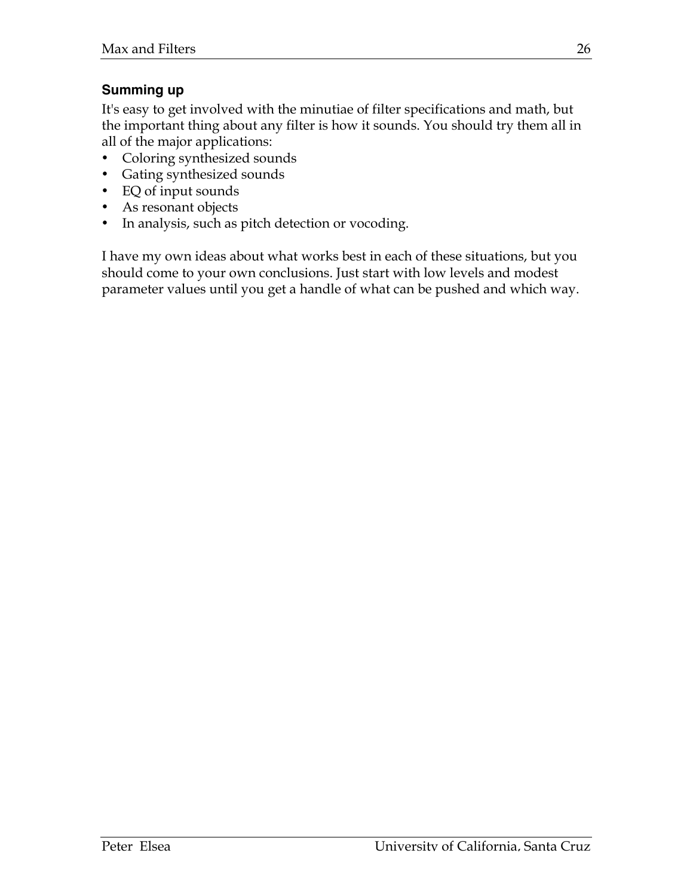### Summing up

It's easy to get involved with the minutiae of filter specifications and math, but the important thing about any filter is how it sounds. You should try them all in all of the major applications:

- Coloring synthesized sounds
- Gating synthesized sounds
- EQ of input sounds
- As resonant objects
- In analysis, such as pitch detection or vocoding.

I have my own ideas about what works best in each of these situations, but you should come to your own conclusions. Just start with low levels and modest parameter values until you get a handle of what can be pushed and which way.